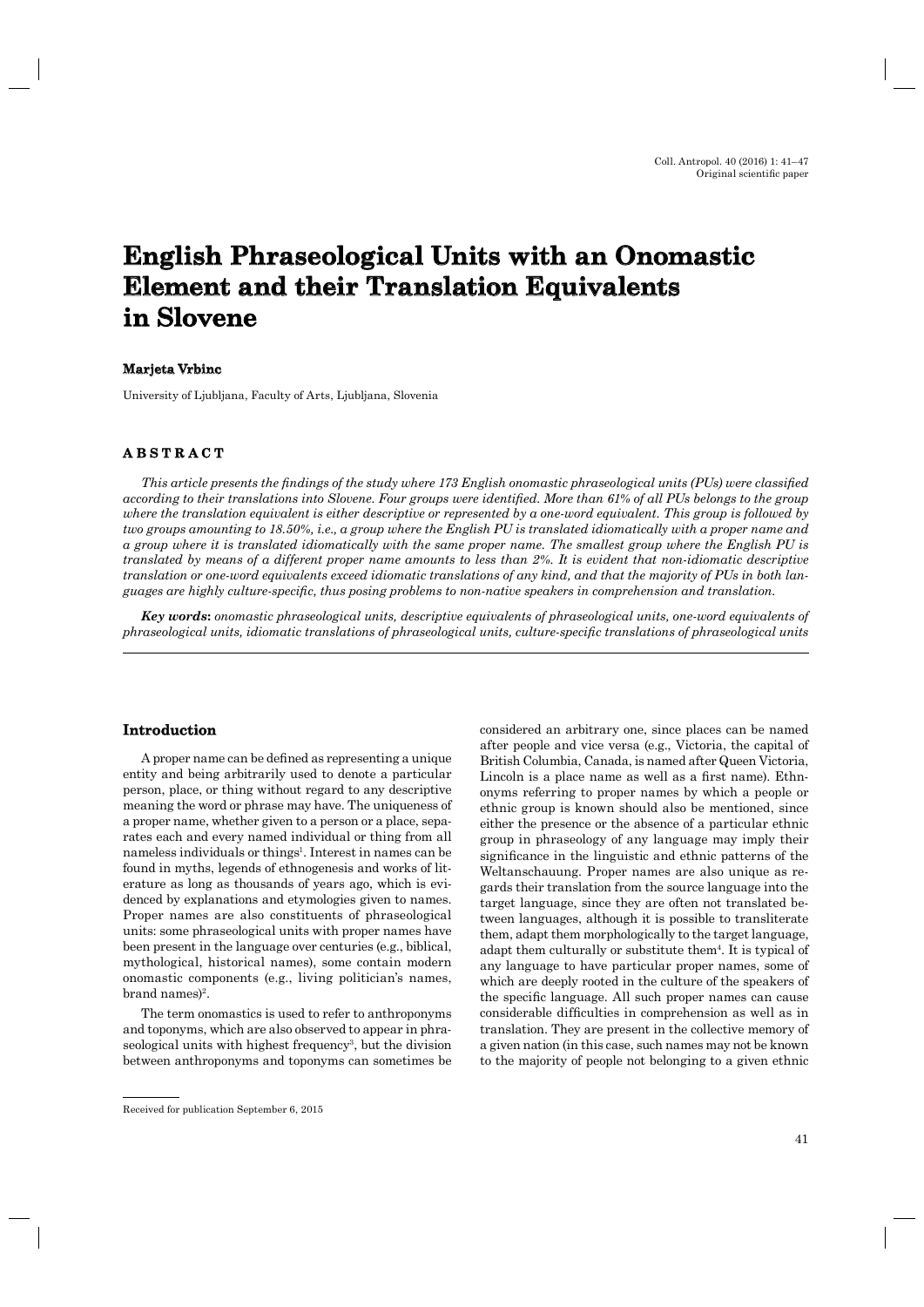# English Phraseological Units with an Onomastic Element and their Translation Equivalents in Slovene

**Marjeta Vrbinc**

University of Ljubljana, Faculty of Arts, Ljubljana, Slovenia

## ABSTRACT

*This article presents the findings of the study where 173 English onomastic phraseological units (PUs) were classified according to their translations into Slovene. Four groups were identified. More than 61% of all PUs belongs to the group where the translation equivalent is either descriptive or represented by a one-word equivalent. This group is followed by two groups amounting to 18.50%, i.e., a group where the English PU is translated idiomatically with a proper name and a group where it is translated idiomatically with the same proper name. The smallest group where the English PU is translated by means of a different proper name amounts to less than 2%. It is evident that non-idiomatic descriptive translation or one-word equivalents exceed idiomatic translations of any kind, and that the majority of PUs in both languages are highly culture-specific, thus posing problems to non-native speakers in comprehension and translation.*

***Key words*:** *onomastic phraseological units, descriptive equivalents of phraseological units, one-word equivalents of phraseological units, idiomatic translations of phraseological units, culture-specific translations of phraseological units*

## Introduction

A proper name can be defined as representing a unique entity and being arbitrarily used to denote a particular person, place, or thing without regard to any descriptive meaning the word or phrase may have. The uniqueness of a proper name, whether given to a person or a place, separates each and every named individual or thing from all nameless individuals or things[1]. Interest in names can be found in myths, legends of ethnogenesis and works of literature as long as thousands of years ago, which is evidenced by explanations and etymologies given to names. Proper names are also constituents of phraseological units: some phraseological units with proper names have been present in the language over centuries (e.g., biblical, mythological, historical names), some contain modern onomastic components (e.g., living politician's names, brand names)[2].

The term onomastics is used to refer to anthroponyms and toponyms, which are also observed to appear in phraseological units with highest frequency[3], but the division between anthroponyms and toponyms can sometimes be considered an arbitrary one, since places can be named after people and vice versa (e.g., Victoria, the capital of British Columbia, Canada, is named after Queen Victoria, Lincoln is a place name as well as a first name). Ethnonyms referring to proper names by which a people or ethnic group is known should also be mentioned, since either the presence or the absence of a particular ethnic group in phraseology of any language may imply their significance in the linguistic and ethnic patterns of the Weltanschauung. Proper names are also unique as regards their translation from the source language into the target language, since they are often not translated between languages, although it is possible to transliterate them, adapt them morphologically to the target language, adapt them culturally or substitute them[4]. It is typical of any language to have particular proper names, some of which are deeply rooted in the culture of the speakers of the specific language. All such proper names can cause considerable difficulties in comprehension as well as in translation. They are present in the collective memory of a given nation (in this case, such names may not be known to the majority of people not belonging to a given ethnic

Received for publication September 6, 2015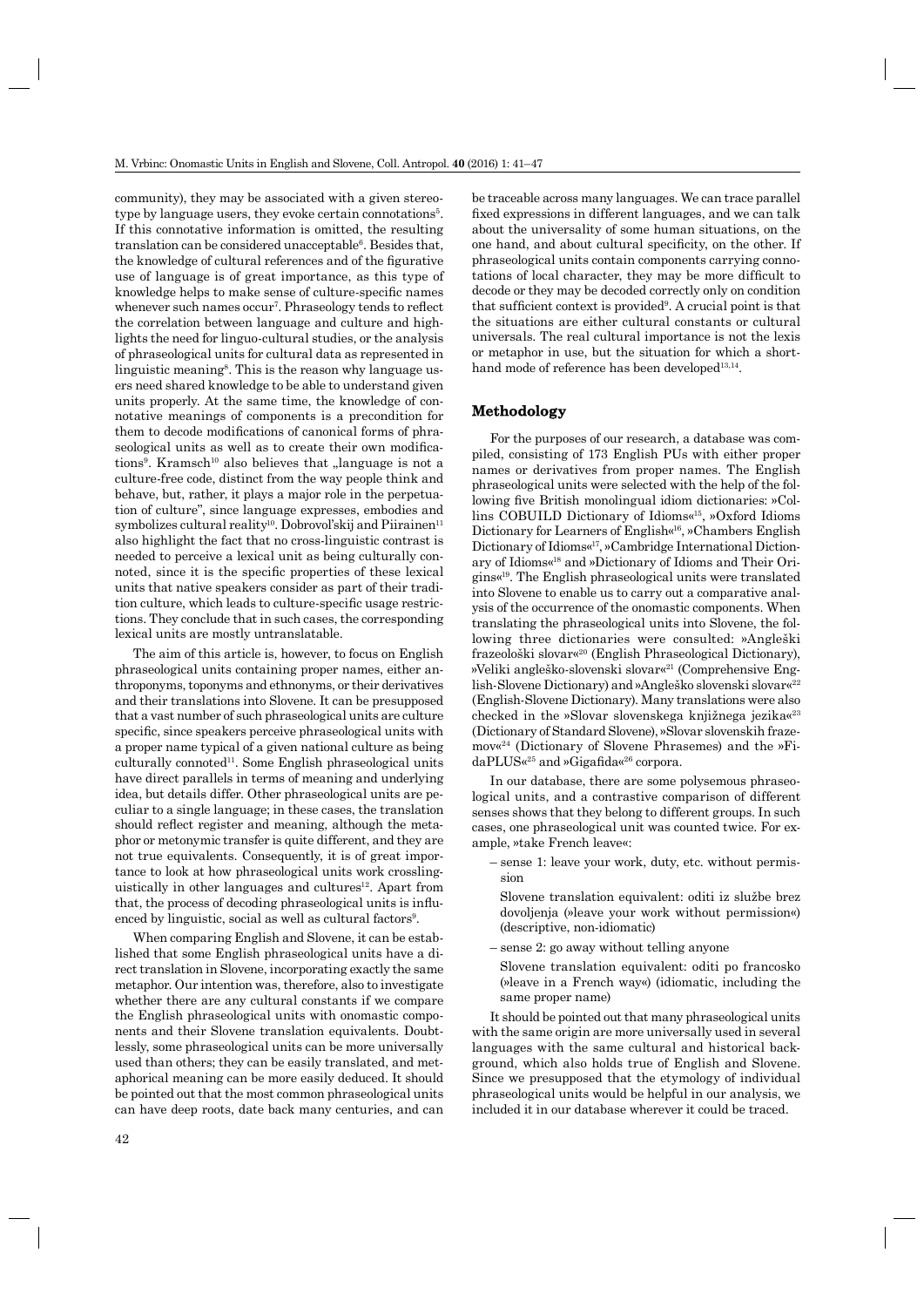community), they may be associated with a given stereotype by language users, they evoke certain connotations[5]. If this connotative information is omitted, the resulting translation can be considered unacceptable[6]. Besides that, the knowledge of cultural references and of the figurative use of language is of great importance, as this type of knowledge helps to make sense of culture-specific names whenever such names occur[7]. Phraseology tends to reflect the correlation between language and culture and highlights the need for linguo-cultural studies, or the analysis of phraseological units for cultural data as represented in linguistic meaning[8]. This is the reason why language users need shared knowledge to be able to understand given units properly. At the same time, the knowledge of connotative meanings of components is a precondition for them to decode modifications of canonical forms of phraseological units as well as to create their own modifications[9]. Kramsch[10] also believes that „language is not a culture-free code, distinct from the way people think and behave, but, rather, it plays a major role in the perpetuation of culture", since language expresses, embodies and symbolizes cultural reality[10]. Dobrovol'skij and Piirainen[11] also highlight the fact that no cross-linguistic contrast is needed to perceive a lexical unit as being culturally connoted, since it is the specific properties of these lexical units that native speakers consider as part of their tradition culture, which leads to culture-specific usage restrictions. They conclude that in such cases, the corresponding lexical units are mostly untranslatable.

The aim of this article is, however, to focus on English phraseological units containing proper names, either anthroponyms, toponyms and ethnonyms, or their derivatives and their translations into Slovene. It can be presupposed that a vast number of such phraseological units are culture specific, since speakers perceive phraseological units with a proper name typical of a given national culture as being culturally connoted[11]. Some English phraseological units have direct parallels in terms of meaning and underlying idea, but details differ. Other phraseological units are peculiar to a single language; in these cases, the translation should reflect register and meaning, although the metaphor or metonymic transfer is quite different, and they are not true equivalents. Consequently, it is of great importance to look at how phraseological units work crosslinguistically in other languages and cultures[12]. Apart from that, the process of decoding phraseological units is influenced by linguistic, social as well as cultural factors[9].

When comparing English and Slovene, it can be established that some English phraseological units have a direct translation in Slovene, incorporating exactly the same metaphor. Our intention was, therefore, also to investigate whether there are any cultural constants if we compare the English phraseological units with onomastic components and their Slovene translation equivalents. Doubtlessly, some phraseological units can be more universally used than others; they can be easily translated, and metaphorical meaning can be more easily deduced. It should be pointed out that the most common phraseological units can have deep roots, date back many centuries, and can be traceable across many languages. We can trace parallel fixed expressions in different languages, and we can talk about the universality of some human situations, on the one hand, and about cultural specificity, on the other. If phraseological units contain components carrying connotations of local character, they may be more difficult to decode or they may be decoded correctly only on condition that sufficient context is provided[9]. A crucial point is that the situations are either cultural constants or cultural universals. The real cultural importance is not the lexis or metaphor in use, but the situation for which a shorthand mode of reference has been developed[13,14].

## Methodology

For the purposes of our research, a database was compiled, consisting of 173 English PUs with either proper names or derivatives from proper names. The English phraseological units were selected with the help of the following five British monolingual idiom dictionaries: »Collins COBUILD Dictionary of Idioms«[15], »Oxford Idioms Dictionary for Learners of English«[16], »Chambers English Dictionary of Idioms«[17], »Cambridge International Dictionary of Idioms«[18] and »Dictionary of Idioms and Their Origins«[19]. The English phraseological units were translated into Slovene to enable us to carry out a comparative analysis of the occurrence of the onomastic components. When translating the phraseological units into Slovene, the following three dictionaries were consulted: »Angleški frazeološki slovar«[20] (English Phraseological Dictionary), »Veliki angleško-slovenski slovar«[21] (Comprehensive English-Slovene Dictionary) and »Angleško slovenski slovar«[22] (English-Slovene Dictionary). Many translations were also checked in the »Slovar slovenskega knjižnega jezika«[23] (Dictionary of Standard Slovene), »Slovar slovenskih frazemov«[24] (Dictionary of Slovene Phrasemes) and the »FidaPLUS«[25] and »Gigafida«[26] corpora.

In our database, there are some polysemous phraseological units, and a contrastive comparison of different senses shows that they belong to different groups. In such cases, one phraseological unit was counted twice. For example, »take French leave«:

– sense 1: leave your work, duty, etc. without permission

  Slovene translation equivalent: oditi iz službe brez dovoljenja (»leave your work without permission«) (descriptive, non-idiomatic)

– sense 2: go away without telling anyone

  Slovene translation equivalent: oditi po francosko (»leave in a French way«) (idiomatic, including the same proper name)

It should be pointed out that many phraseological units with the same origin are more universally used in several languages with the same cultural and historical background, which also holds true of English and Slovene. Since we presupposed that the etymology of individual phraseological units would be helpful in our analysis, we included it in our database wherever it could be traced.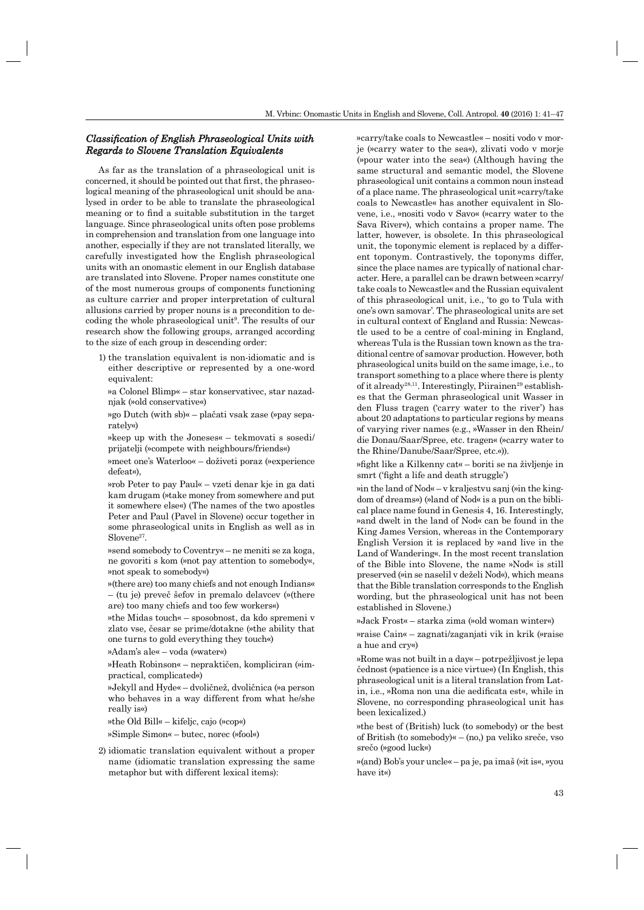### *Classification of English Phraseological Units with Regards to Slovene Translation Equivalents*

As far as the translation of a phraseological unit is concerned, it should be pointed out that first, the phraseological meaning of the phraseological unit should be analysed in order to be able to translate the phraseological meaning or to find a suitable substitution in the target language. Since phraseological units often pose problems in comprehension and translation from one language into another, especially if they are not translated literally, we carefully investigated how the English phraseological units with an onomastic element in our English database are translated into Slovene. Proper names constitute one of the most numerous groups of components functioning as culture carrier and proper interpretation of cultural allusions carried by proper nouns is a precondition to decoding the whole phraseological unit[9]. The results of our research show the following groups, arranged according to the size of each group in descending order:

1) the translation equivalent is non-idiomatic and is either descriptive or represented by a one-word equivalent:

   »a Colonel Blimp« – star konservativec, star nazadnjak (»old conservative«)

   »go Dutch (with sb)« – plačati vsak zase (»pay separately«)

   »keep up with the Joneses« – tekmovati s sosedi/prijatelji (»compete with neighbours/friends«)

   »meet one's Waterloo« – doživeti poraz (»experience defeat«),

   »rob Peter to pay Paul« – vzeti denar kje in ga dati kam drugam (»take money from somewhere and put it somewhere else«) (The names of the two apostles Peter and Paul (Pavel in Slovene) occur together in some phraseological units in English as well as in Slovene[27].

   »send somebody to Coventry« – ne meniti se za koga, ne govoriti s kom (»not pay attention to somebody«, »not speak to somebody«)

   »(there are) too many chiefs and not enough Indians« – (tu je) preveč šefov in premalo delavcev (»(there are) too many chiefs and too few workers«)

   »the Midas touch« – sposobnost, da kdo spremeni v zlato vse, česar se prime/dotakne (»the ability that one turns to gold everything they touch«)

   »Adam's ale« – voda (»water«)

   »Heath Robinson« – nepraktičen, kompliciran (»impractical, complicated«)

   »Jekyll and Hyde« – dvoličnež, dvoličnica (»a person who behaves in a way different from what he/she really is«)

   »the Old Bill« – kifeljc, cajo (»cop«)

   »Simple Simon« – butec, norec (»fool«)

2) idiomatic translation equivalent without a proper name (idiomatic translation expressing the same metaphor but with different lexical items):

   »carry/take coals to Newcastle« – nositi vodo v morje (»carry water to the sea«), zlivati vodo v morje (»pour water into the sea«) (Although having the same structural and semantic model, the Slovene phraseological unit contains a common noun instead of a place name. The phraseological unit »carry/take coals to Newcastle« has another equivalent in Slovene, i.e., »nositi vodo v Savo« (»carry water to the Sava River«), which contains a proper name. The latter, however, is obsolete. In this phraseological unit, the toponymic element is replaced by a different toponym. Contrastively, the toponyms differ, since the place names are typically of national character. Here, a parallel can be drawn between »carry/take coals to Newcastle« and the Russian equivalent of this phraseological unit, i.e., 'to go to Tula with one's own samovar'. The phraseological units are set in cultural context of England and Russia: Newcastle used to be a centre of coal-mining in England, whereas Tula is the Russian town known as the traditional centre of samovar production. However, both phraseological units build on the same image, i.e., to transport something to a place where there is plenty of it already[28,11]. Interestingly, Piirainen[29] establishes that the German phraseological unit Wasser in den Fluss tragen ('carry water to the river') has about 20 adaptations to particular regions by means of varying river names (e.g., »Wasser in den Rhein/die Donau/Saar/Spree, etc. tragen« (»carry water to the Rhine/Danube/Saar/Spree, etc.«)).

   »fight like a Kilkenny cat« – boriti se na življenje in smrt ('fight a life and death struggle')

   »in the land of Nod« – v kraljestvu sanj (»in the kingdom of dreams«) (»land of Nod« is a pun on the biblical place name found in Genesis 4, 16. Interestingly, »and dwelt in the land of Nod« can be found in the King James Version, whereas in the Contemporary English Version it is replaced by »and live in the Land of Wandering«. In the most recent translation of the Bible into Slovene, the name »Nod« is still preserved (»in se naselil v deželi Nod«), which means that the Bible translation corresponds to the English wording, but the phraseological unit has not been established in Slovene.)

   »Jack Frost« – starka zima (»old woman winter«)

   »raise Cain« – zagnati/zaganjati vik in krik (»raise a hue and cry«)

   »Rome was not built in a day« – potrpežljivost je lepa čednost (»patience is a nice virtue«) (In English, this phraseological unit is a literal translation from Latin, i.e., »Roma non una die aedificata est«, while in Slovene, no corresponding phraseological unit has been lexicalized.)

   »the best of (British) luck (to somebody) or the best of British (to somebody)« – (no,) pa veliko sreče, vso srečo (»good luck«)

   »(and) Bob's your uncle« – pa je, pa imaš (»it is«, »you have it«)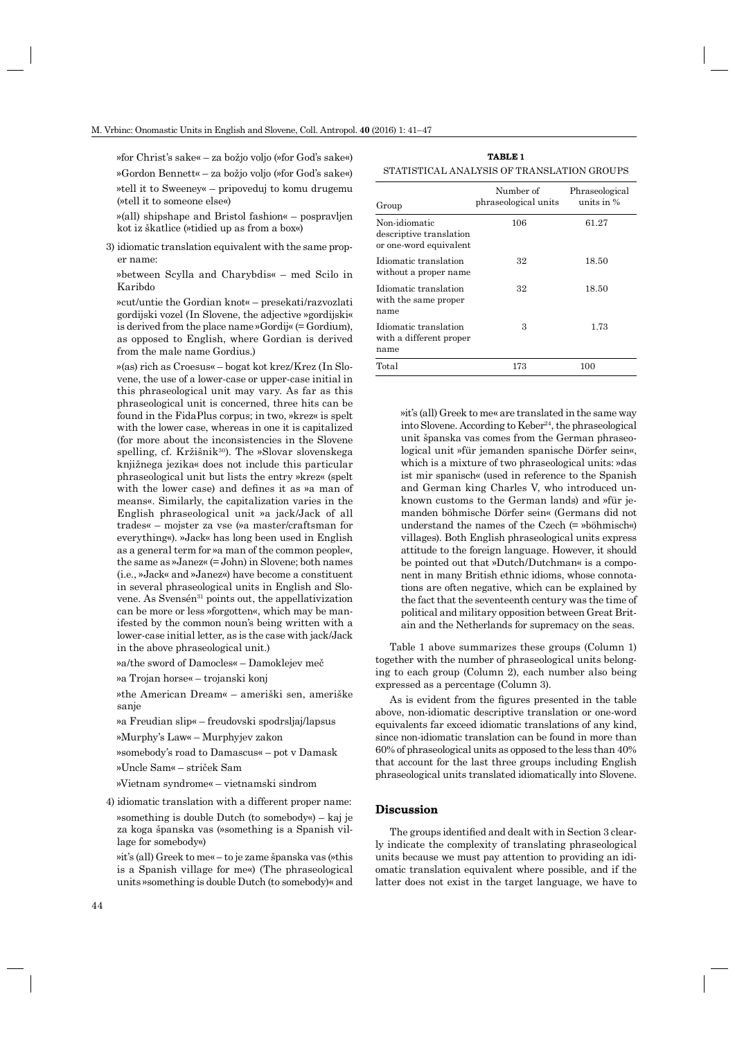»for Christ's sake« – za božjo voljo (»for God's sake«)

»Gordon Bennett« – za božjo voljo (»for God's sake«)

»tell it to Sweeney« – pripoveduj to komu drugemu (»tell it to someone else«)

»(all) shipshape and Bristol fashion« – pospravljen kot iz škatlice (»tidied up as from a box«)

3) idiomatic translation equivalent with the same proper name:

»between Scylla and Charybdis« – med Scilo in Karibdo

»cut/untie the Gordian knot« – presekati/razvozlati gordijski vozel (In Slovene, the adjective »gordijski« is derived from the place name »Gordij« (= Gordium), as opposed to English, where Gordian is derived from the male name Gordius.)

»(as) rich as Croesus« – bogat kot krez/Krez (In Slovene, the use of a lower-case or upper-case initial in this phraseological unit may vary. As far as this phraseological unit is concerned, three hits can be found in the FidaPlus corpus; in two, »krez« is spelt with the lower case, whereas in one it is capitalized (for more about the inconsistencies in the Slovene spelling, cf. Kržišnik[30]). The »Slovar slovenskega knjižnega jezika« does not include this particular phraseological unit but lists the entry »krez« (spelt with the lower case) and defines it as »a man of means«. Similarly, the capitalization varies in the English phraseological unit »a jack/Jack of all trades« – mojster za vse (»a master/craftsman for everything«). »Jack« has long been used in English as a general term for »a man of the common people«, the same as »Janez« (= John) in Slovene; both names (i.e., »Jack« and »Janez«) have become a constituent in several phraseological units in English and Slovene. As Svensén[31] points out, the appellativization can be more or less »forgotten«, which may be manifested by the common noun's being written with a lower-case initial letter, as is the case with jack/Jack in the above phraseological unit.)

»a/the sword of Damocles« – Damoklejev meč

»a Trojan horse« – trojanski konj

»the American Dream« – ameriški sen, ameriške sanje

»a Freudian slip« – freudovski spodrsljaj/lapsus

»Murphy's Law« – Murphyjev zakon

»somebody's road to Damascus« – pot v Damask

»Uncle Sam« – striček Sam

»Vietnam syndrome« – vietnamski sindrom

4) idiomatic translation with a different proper name:

»something is double Dutch (to somebody«) – kaj je za koga španska vas (»something is a Spanish village for somebody«)

»it's (all) Greek to me« – to je zame španska vas (»this is a Spanish village for me«) (The phraseological units »something is double Dutch (to somebody)« and »it's (all) Greek to me« are translated in the same way into Slovene. According to Keber[24], the phraseological unit španska vas comes from the German phraseological unit »für jemanden spanische Dörfer sein«, which is a mixture of two phraseological units: »das ist mir spanisch« (used in reference to the Spanish and German king Charles V, who introduced unknown customs to the German lands) and »für jemanden böhmische Dörfer sein« (Germans did not understand the names of the Czech (= »böhmisch«) villages). Both English phraseological units express attitude to the foreign language. However, it should be pointed out that »Dutch/Dutchman« is a component in many British ethnic idioms, whose connotations are often negative, which can be explained by the fact that the seventeenth century was the time of political and military opposition between Great Britain and the Netherlands for supremacy on the seas.

**TABLE 1**
STATISTICAL ANALYSIS OF TRANSLATION GROUPS

| Group | Number of phraseological units | Phraseological units in % |
|---|---|---|
| Non-idiomatic descriptive translation or one-word equivalent | 106 | 61.27 |
| Idiomatic translation without a proper name | 32 | 18.50 |
| Idiomatic translation with the same proper name | 32 | 18.50 |
| Idiomatic translation with a different proper name | 3 | 1.73 |
| Total | 173 | 100 |

Table 1 above summarizes these groups (Column 1) together with the number of phraseological units belonging to each group (Column 2), each number also being expressed as a percentage (Column 3).

As is evident from the figures presented in the table above, non-idiomatic descriptive translation or one-word equivalents far exceed idiomatic translations of any kind, since non-idiomatic translation can be found in more than 60% of phraseological units as opposed to the less than 40% that account for the last three groups including English phraseological units translated idiomatically into Slovene.

## Discussion

The groups identified and dealt with in Section 3 clearly indicate the complexity of translating phraseological units because we must pay attention to providing an idiomatic translation equivalent where possible, and if the latter does not exist in the target language, we have to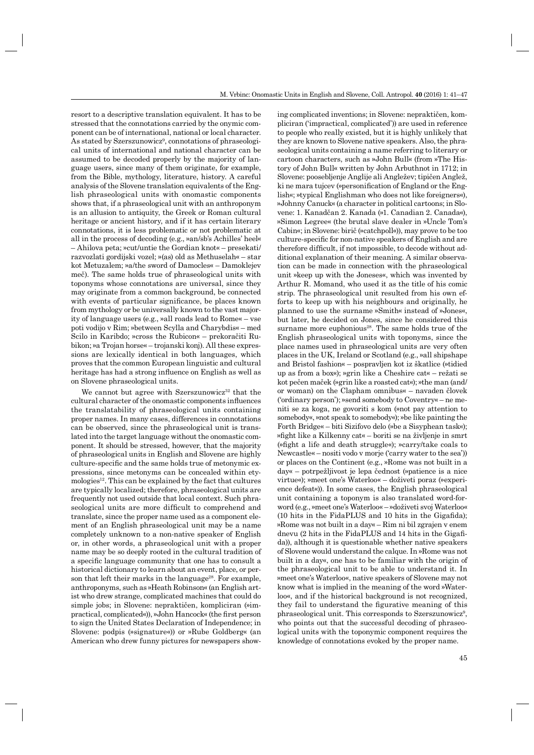resort to a descriptive translation equivalent. It has to be stressed that the connotations carried by the onymic component can be of international, national or local character. As stated by Szerszunowicz[9], connotations of phraseological units of international and national character can be assumed to be decoded properly by the majority of language users, since many of them originate, for example, from the Bible, mythology, literature, history. A careful analysis of the Slovene translation equivalents of the English phraseological units with onomastic components shows that, if a phraseological unit with an anthroponym is an allusion to antiquity, the Greek or Roman cultural heritage or ancient history, and if it has certain literary connotations, it is less problematic or not problematic at all in the process of decoding (e.g., »an/sb's Achilles' heel« – Ahilova peta; »cut/untie the Gordian knot« – presekati/razvozlati gordijski vozel; »(as) old as Methuselah« – star kot Metuzalem; »a/the sword of Damocles« – Damoklejev meč). The same holds true of phraseological units with toponyms whose connotations are universal, since they may originate from a common background, be connected with events of particular significance, be places known from mythology or be universally known to the vast majority of language users (e.g., »all roads lead to Rome« – vse poti vodijo v Rim; »between Scylla and Charybdis« – med Scilo in Karibdo; »cross the Rubicon« – prekoračiti Rubikon; »a Trojan horse« – trojanski konj). All these expressions are lexically identical in both languages, which proves that the common European linguistic and cultural heritage has had a strong influence on English as well as on Slovene phraseological units.

We cannot but agree with Szerszunowicz[32] that the cultural character of the onomastic components influences the translatability of phraseological units containing proper names. In many cases, differences in connotations can be observed, since the phraseological unit is translated into the target language without the onomastic component. It should be stressed, however, that the majority of phraseological units in English and Slovene are highly culture-specific and the same holds true of metonymic expressions, since metonyms can be concealed within etymologies[12]. This can be explained by the fact that cultures are typically localized; therefore, phraseological units are frequently not used outside that local context. Such phraseological units are more difficult to comprehend and translate, since the proper name used as a component element of an English phraseological unit may be a name completely unknown to a non-native speaker of English or, in other words, a phraseological unit with a proper name may be so deeply rooted in the cultural tradition of a specific language community that one has to consult a historical dictionary to learn about an event, place, or person that left their marks in the language[28]. For example, anthroponyms, such as »Heath Robinson« (an English artist who drew strange, complicated machines that could do simple jobs; in Slovene: nepraktičen, kompliciran (»impractical, complicated«)), »John Hancock« (the first person to sign the United States Declaration of Independence; in Slovene: podpis (»signature«)) or »Rube Goldberg« (an American who drew funny pictures for newspapers showing complicated inventions; in Slovene: nepraktičen, kompliciran ('impractical, complicated')) are used in reference to people who really existed, but it is highly unlikely that they are known to Slovene native speakers. Also, the phraseological units containing a name referring to literary or cartoon characters, such as »John Bull« (from »The History of John Bull« written by John Arbuthnot in 1712; in Slovene: poosebljenje Anglije ali Angležev; tipičen Anglež, ki ne mara tujcev (»personification of England or the English«; »typical Englishman who does not like foreigners«), »Johnny Canuck« (a character in political cartoons; in Slovene: 1. Kanadčan 2. Kanada (»1. Canadian 2. Canada«), »Simon Legree« (the brutal slave dealer in »Uncle Tom's Cabin«; in Slovene: birič (»catchpoll«)), may prove to be too culture-specific for non-native speakers of English and are therefore difficult, if not impossible, to decode without additional explanation of their meaning. A similar observation can be made in connection with the phraseological unit »keep up with the Joneses«, which was invented by Arthur R. Momand, who used it as the title of his comic strip. The phraseological unit resulted from his own efforts to keep up with his neighbours and originally, he planned to use the surname »Smith« instead of »Jones«, but later, he decided on Jones, since he considered this surname more euphonious[28]. The same holds true of the English phraseological units with toponyms, since the place names used in phraseological units are very often places in the UK, Ireland or Scotland (e.g., »all shipshape and Bristol fashion« – pospravljen kot iz škatlice (»tidied up as from a box«); »grin like a Cheshire cat« – režati se kot pečen maček (»grin like a roasted cat«); »the man (and/or woman) on the Clapham omnibus« – navaden človek ('ordinary person'); »send somebody to Coventry« – ne meniti se za koga, ne govoriti s kom (»not pay attention to somebody«, »not speak to somebody«); »be like painting the Forth Bridge« – biti Sizifovo delo (»be a Sisyphean task«); »fight like a Kilkenny cat« – boriti se na življenje in smrt (»fight a life and death struggle«); »carry/take coals to Newcastle« – nositi vodo v morje ('carry water to the sea')) or places on the Continent (e.g., »Rome was not built in a day« – potrpežljivost je lepa čednost (»patience is a nice virtue«); »meet one's Waterloo« – doživeti poraz (»experience defeat«)). In some cases, the English phraseological unit containing a toponym is also translated word-for-word (e.g., »meet one's Waterloo« – »doživeti svoj Waterloo« (10 hits in the FidaPLUS and 10 hits in the Gigafida); »Rome was not built in a day« – Rim ni bil zgrajen v enem dnevu (2 hits in the FidaPLUS and 14 hits in the Gigafida)), although it is questionable whether native speakers of Slovene would understand the calque. In »Rome was not built in a day«, one has to be familiar with the origin of the phraseological unit to be able to understand it. In »meet one's Waterloo«, native speakers of Slovene may not know what is implied in the meaning of the word »Waterloo«, and if the historical background is not recognized, they fail to understand the figurative meaning of this phraseological unit. This corresponds to Szerszunowicz[9], who points out that the successful decoding of phraseological units with the toponymic component requires the knowledge of connotations evoked by the proper name.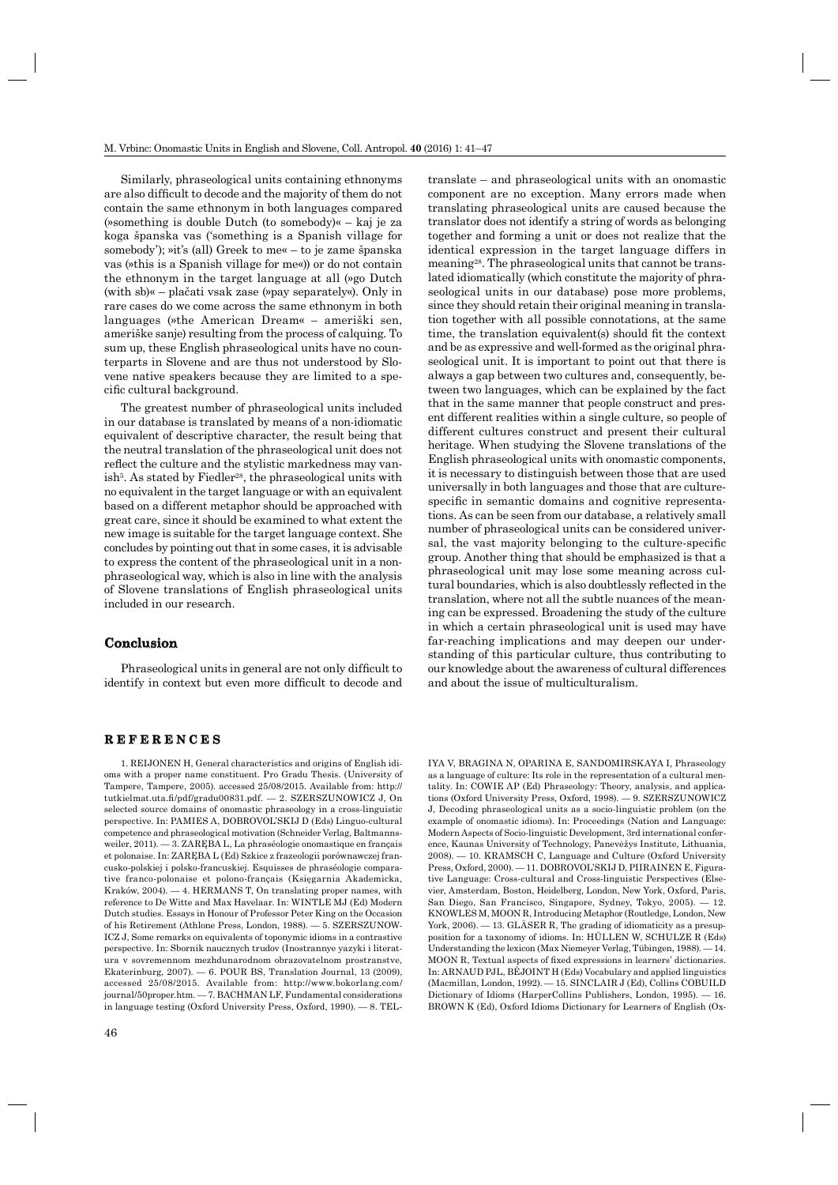Similarly, phraseological units containing ethnonyms are also difficult to decode and the majority of them do not contain the same ethnonym in both languages compared (»something is double Dutch (to somebody)« – kaj je za koga španska vas ('something is a Spanish village for somebody'); »it's (all) Greek to me« – to je zame španska vas (»this is a Spanish village for me«)) or do not contain the ethnonym in the target language at all (»go Dutch (with sb)« – plačati vsak zase (»pay separately«). Only in rare cases do we come across the same ethnonym in both languages (»the American Dream« – ameriški sen, ameriške sanje) resulting from the process of calquing. To sum up, these English phraseological units have no counterparts in Slovene and are thus not understood by Slovene native speakers because they are limited to a specific cultural background.

The greatest number of phraseological units included in our database is translated by means of a non-idiomatic equivalent of descriptive character, the result being that the neutral translation of the phraseological unit does not reflect the culture and the stylistic markedness may vanish[5]. As stated by Fiedler[28], the phraseological units with no equivalent in the target language or with an equivalent based on a different metaphor should be approached with great care, since it should be examined to what extent the new image is suitable for the target language context. She concludes by pointing out that in some cases, it is advisable to express the content of the phraseological unit in a non-phraseological way, which is also in line with the analysis of Slovene translations of English phraseological units included in our research.

## Conclusion

Phraseological units in general are not only difficult to identify in context but even more difficult to decode and translate – and phraseological units with an onomastic component are no exception. Many errors made when translating phraseological units are caused because the translator does not identify a string of words as belonging together and forming a unit or does not realize that the identical expression in the target language differs in meaning[28]. The phraseological units that cannot be translated idiomatically (which constitute the majority of phraseological units in our database) pose more problems, since they should retain their original meaning in translation together with all possible connotations, at the same time, the translation equivalent(s) should fit the context and be as expressive and well-formed as the original phraseological unit. It is important to point out that there is always a gap between two cultures and, consequently, between two languages, which can be explained by the fact that in the same manner that people construct and present different realities within a single culture, so people of different cultures construct and present their cultural heritage. When studying the Slovene translations of the English phraseological units with onomastic components, it is necessary to distinguish between those that are used universally in both languages and those that are culture-specific in semantic domains and cognitive representations. As can be seen from our database, a relatively small number of phraseological units can be considered universal, the vast majority belonging to the culture-specific group. Another thing that should be emphasized is that a phraseological unit may lose some meaning across cultural boundaries, which is also doubtlessly reflected in the translation, where not all the subtle nuances of the meaning can be expressed. Broadening the study of the culture in which a certain phraseological unit is used may have far-reaching implications and may deepen our understanding of this particular culture, thus contributing to our knowledge about the awareness of cultural differences and about the issue of multiculturalism.

## REFERENCES

1. REIJONEN H, General characteristics and origins of English idioms with a proper name constituent. Pro Gradu Thesis. (University of Tampere, Tampere, 2005). accessed 25/08/2015. Available from: http://tutkielmat.uta.fi/pdf/gradu00831.pdf. — 2. SZERSZUNOWICZ J, On selected source domains of onomastic phraseology in a cross-linguistic perspective. In: PAMIES A, DOBROVOL'SKIJ D (Eds) Linguo-cultural competence and phraseological motivation (Schneider Verlag, Baltmannsweiler, 2011). — 3. ZARĘBA L, La phraséologie onomastique en français et polonaise. In: ZARĘBA L (Ed) Szkice z frazeologii porównawczej francusko-polskiej i polsko-francuskiej. Esquisses de phraséologie comparative franco-polonaise et polono-français (Księgarnia Akademicka, Kraków, 2004). — 4. HERMANS T, On translating proper names, with reference to De Witte and Max Havelaar. In: WINTLE MJ (Ed) Modern Dutch studies. Essays in Honour of Professor Peter King on the Occasion of his Retirement (Athlone Press, London, 1988). — 5. SZERSZUNOWICZ J, Some remarks on equivalents of toponymic idioms in a contrastive perspective. In: Sbornik naucznych trudov (Inostrannye yazyki i literatura v sovremennom mezhdunarodnom obrazovatelnom prostranstve, Ekaterinburg, 2007). — 6. POUR BS, Translation Journal, 13 (2009), accessed 25/08/2015. Available from: http://www.bokorlang.com/journal/50proper.htm. — 7. BACHMAN LF, Fundamental considerations in language testing (Oxford University Press, Oxford, 1990). — 8. TELIYA V, BRAGINA N, OPARINA E, SANDOMIRSKAYA I, Phraseology as a language of culture: Its role in the representation of a cultural mentality. In: COWIE AP (Ed) Phraseology: Theory, analysis, and applications (Oxford University Press, Oxford, 1998). — 9. SZERSZUNOWICZ J, Decoding phraseological units as a socio-linguistic problem (on the example of onomastic idioms). In: Proceedings (Nation and Language: Modern Aspects of Socio-linguistic Development, 3rd international conference, Kaunas University of Technology, Panevėžys Institute, Lithuania, 2008). — 10. KRAMSCH C, Language and Culture (Oxford University Press, Oxford, 2000). — 11. DOBROVOL'SKIJ D, PIIRAINEN E, Figurative Language: Cross-cultural and Cross-linguistic Perspectives (Elsevier, Amsterdam, Boston, Heidelberg, London, New York, Oxford, Paris, San Diego, San Francisco, Singapore, Sydney, Tokyo, 2005). — 12. KNOWLES M, MOON R, Introducing Metaphor (Routledge, London, New York, 2006). — 13. GLÄSER R, The grading of idiomaticity as a presupposition for a taxonomy of idioms. In: HÜLLEN W, SCHULZE R (Eds) Understanding the lexicon (Max Niemeyer Verlag, Tübingen, 1988). — 14. MOON R, Textual aspects of fixed expressions in learners' dictionaries. In: ARNAUD PJL, BÉJOINT H (Eds) Vocabulary and applied linguistics (Macmillan, London, 1992). — 15. SINCLAIR J (Ed), Collins COBUILD Dictionary of Idioms (HarperCollins Publishers, London, 1995). — 16. BROWN K (Ed), Oxford Idioms Dictionary for Learners of English (Ox-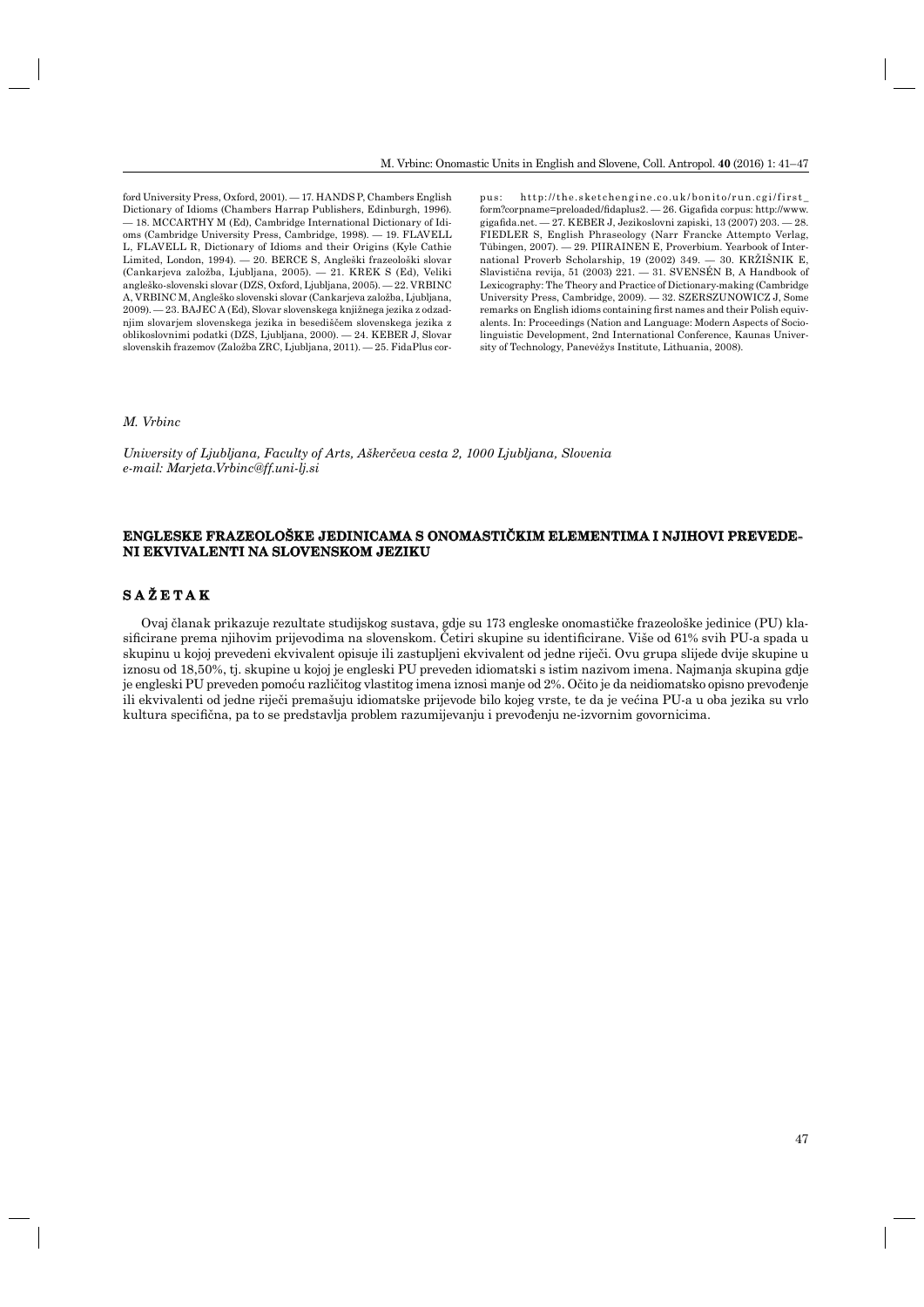ford University Press, Oxford, 2001). — 17. HANDS P, Chambers English Dictionary of Idioms (Chambers Harrap Publishers, Edinburgh, 1996). — 18. MCCARTHY M (Ed), Cambridge International Dictionary of Idioms (Cambridge University Press, Cambridge, 1998). — 19. FLAVELL L, FLAVELL R, Dictionary of Idioms and their Origins (Kyle Cathie Limited, London, 1994). — 20. BERCE S, Angleški frazeološki slovar (Cankarjeva založba, Ljubljana, 2005). — 21. KREK S (Ed), Veliki angleško-slovenski slovar (DZS, Oxford, Ljubljana, 2005). — 22. VRBINC A, VRBINC M, Angleško slovenski slovar (Cankarjeva založba, Ljubljana, 2009). — 23. BAJEC A (Ed), Slovar slovenskega knjižnega jezika z odzadnjim slovarjem slovenskega jezika in besediščem slovenskega jezika z oblikoslovnimi podatki (DZS, Ljubljana, 2000). — 24. KEBER J, Slovar slovenskih frazemov (Založba ZRC, Ljubljana, 2011). — 25. FidaPlus corpus: http://the.sketchengine.co.uk/bonito/run.cgi/first_form?corpname=preloaded/fidaplus2. — 26. Gigafida corpus: http://www.gigafida.net. — 27. KEBER J, Jezikoslovni zapiski, 13 (2007) 203. — 28. FIEDLER S, English Phraseology (Narr Francke Attempto Verlag, Tübingen, 2007). — 29. PIIRAINEN E, Proverbium. Yearbook of International Proverb Scholarship, 19 (2002) 349. — 30. KRŽIŠNIK E, Slavistična revija, 51 (2003) 221. — 31. SVENSÉN B, A Handbook of Lexicography: The Theory and Practice of Dictionary-making (Cambridge University Press, Cambridge, 2009). — 32. SZERSZUNOWICZ J, Some remarks on English idioms containing first names and their Polish equivalents. In: Proceedings (Nation and Language: Modern Aspects of Socio-linguistic Development, 2nd International Conference, Kaunas University of Technology, Panevėžys Institute, Lithuania, 2008).

*M. Vrbinc*

*University of Ljubljana, Faculty of Arts, Aškerčeva cesta 2, 1000 Ljubljana, Slovenia*
*e-mail: Marjeta.Vrbinc@ff.uni-lj.si*

## ENGLESKE FRAZEOLOŠKE JEDINICAMA S ONOMASTIČKIM ELEMENTIMA I NJIHOVI PREVEDENI EKVIVALENTI NA SLOVENSKOM JEZIKU

## SAŽETAK

Ovaj članak prikazuje rezultate studijskog sustava, gdje su 173 engleske onomastičke frazeološke jedinice (PU) klasificirane prema njihovim prijevodima na slovenskom. Četiri skupine su identificirane. Više od 61% svih PU-a spada u skupinu u kojoj prevedeni ekvivalent opisuje ili zastupljeni ekvivalent od jedne riječi. Ovu grupa slijede dvije skupine u iznosu od 18,50%, tj. skupine u kojoj je engleski PU preveden idiomatski s istim nazivom imena. Najmanja skupina gdje je engleski PU preveden pomoću različitog vlastitog imena iznosi manje od 2%. Očito je da neidiomatsko opisno prevođenje ili ekvivalenti od jedne riječi premašuju idiomatske prijevode bilo kojeg vrste, te da je većina PU-a u oba jezika su vrlo kultura specifična, pa to se predstavlja problem razumijevanju i prevođenju ne-izvornim govornicima.